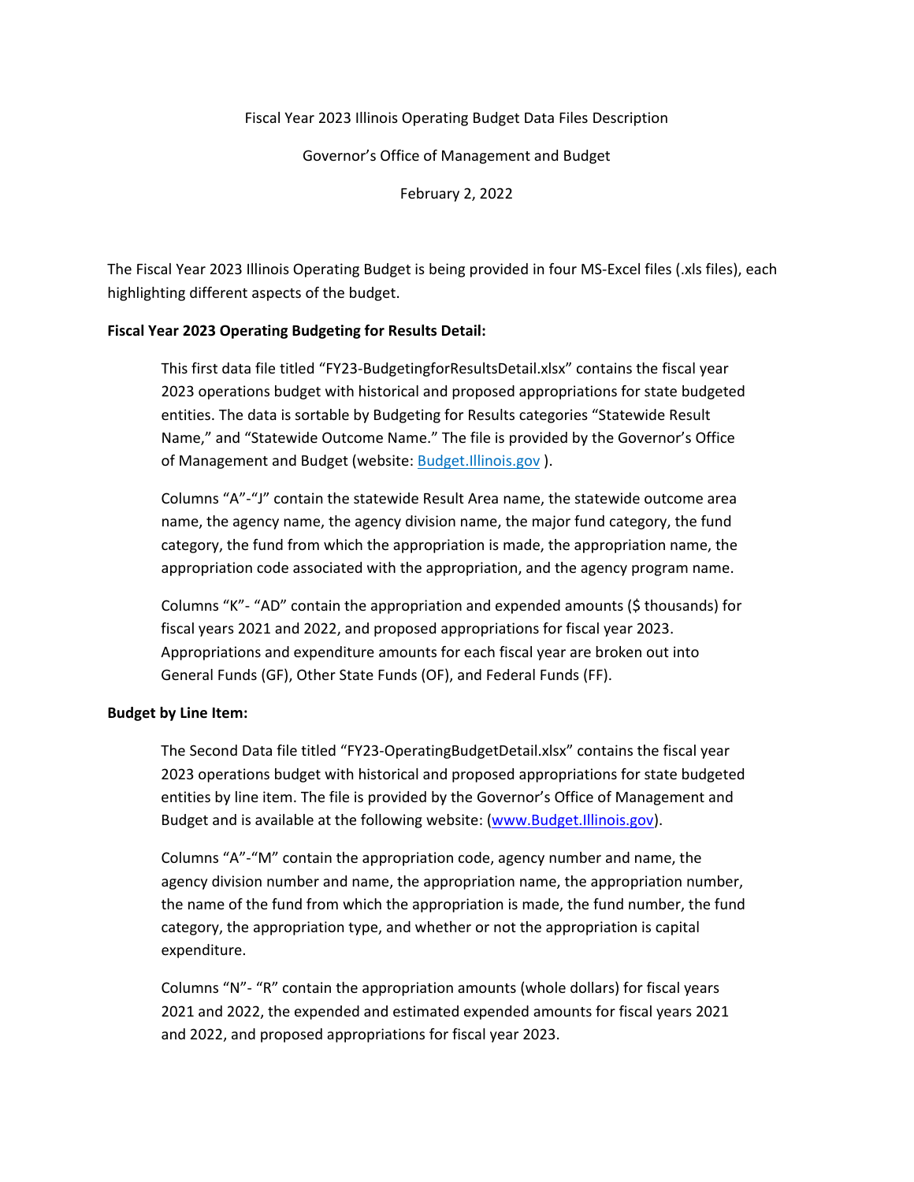Fiscal Year 2023 Illinois Operating Budget Data Files Description

Governor's Office of Management and Budget

February 2, 2022

The Fiscal Year 2023 Illinois Operating Budget is being provided in four MS-Excel files (.xls files), each highlighting different aspects of the budget.

**Fiscal Year 2023 Operating Budgeting for Results Detail:**

This first data file titled "FY23-BudgetingforResultsDetail.xlsx" contains the fiscal year 2023 operations budget with historical and proposed appropriations for state budgeted entities. The data is sortable by Budgeting for Results categories "Statewide Result Name," and "Statewide Outcome Name." The file is provided by the Governor's Office of Management and Budget (website: [Budget.Illinois.gov](Budget.Illinois.gov) ).

Columns "A"-"J" contain the statewide Result Area name, the statewide outcome area name, the agency name, the agency division name, the major fund category, the fund category, the fund from which the appropriation is made, the appropriation name, the appropriation code associated with the appropriation, and the agency program name.

Columns "K"- "AD" contain the appropriation and expended amounts ($ thousands) for fiscal years 2021 and 2022, and proposed appropriations for fiscal year 2023. Appropriations and expenditure amounts for each fiscal year are broken out into General Funds (GF), Other State Funds (OF), and Federal Funds (FF).

**Budget by Line Item:**

The Second Data file titled "FY23-OperatingBudgetDetail.xlsx" contains the fiscal year 2023 operations budget with historical and proposed appropriations for state budgeted entities by line item. The file is provided by the Governor's Office of Management and Budget and is available at the following website: ([www.Budget.Illinois.gov](www.Budget.Illinois.gov)).

Columns "A"-"M" contain the appropriation code, agency number and name, the agency division number and name, the appropriation name, the appropriation number, the name of the fund from which the appropriation is made, the fund number, the fund category, the appropriation type, and whether or not the appropriation is capital expenditure.

Columns "N"- "R" contain the appropriation amounts (whole dollars) for fiscal years 2021 and 2022, the expended and estimated expended amounts for fiscal years 2021 and 2022, and proposed appropriations for fiscal year 2023.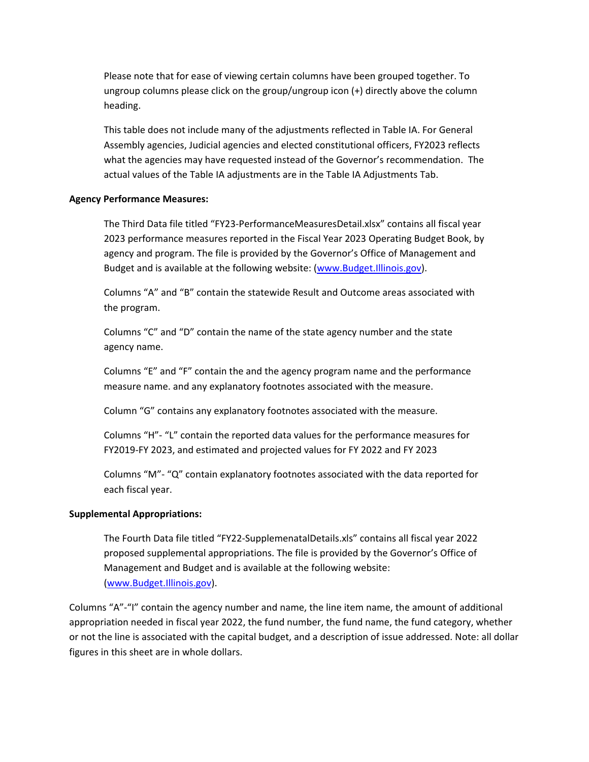Please note that for ease of viewing certain columns have been grouped together. To ungroup columns please click on the group/ungroup icon (+) directly above the column heading.

This table does not include many of the adjustments reflected in Table IA. For General Assembly agencies, Judicial agencies and elected constitutional officers, FY2023 reflects what the agencies may have requested instead of the Governor's recommendation. The actual values of the Table IA adjustments are in the Table IA Adjustments Tab.

**Agency Performance Measures:**

The Third Data file titled "FY23-PerformanceMeasuresDetail.xlsx" contains all fiscal year 2023 performance measures reported in the Fiscal Year 2023 Operating Budget Book, by agency and program. The file is provided by the Governor's Office of Management and Budget and is available at the following website: ([www.Budget.Illinois.gov](http://www.Budget.Illinois.gov)).

Columns "A" and "B" contain the statewide Result and Outcome areas associated with the program.

Columns "C" and "D" contain the name of the state agency number and the state agency name.

Columns "E" and "F" contain the and the agency program name and the performance measure name. and any explanatory footnotes associated with the measure.

Column "G" contains any explanatory footnotes associated with the measure.

Columns "H"- "L" contain the reported data values for the performance measures for FY2019-FY 2023, and estimated and projected values for FY 2022 and FY 2023

Columns "M"- "Q" contain explanatory footnotes associated with the data reported for each fiscal year.

**Supplemental Appropriations:**

The Fourth Data file titled "FY22-SupplemenatalDetails.xls" contains all fiscal year 2022 proposed supplemental appropriations. The file is provided by the Governor's Office of Management and Budget and is available at the following website: ([www.Budget.Illinois.gov](http://www.Budget.Illinois.gov)).

Columns "A"-"I" contain the agency number and name, the line item name, the amount of additional appropriation needed in fiscal year 2022, the fund number, the fund name, the fund category, whether or not the line is associated with the capital budget, and a description of issue addressed. Note: all dollar figures in this sheet are in whole dollars.